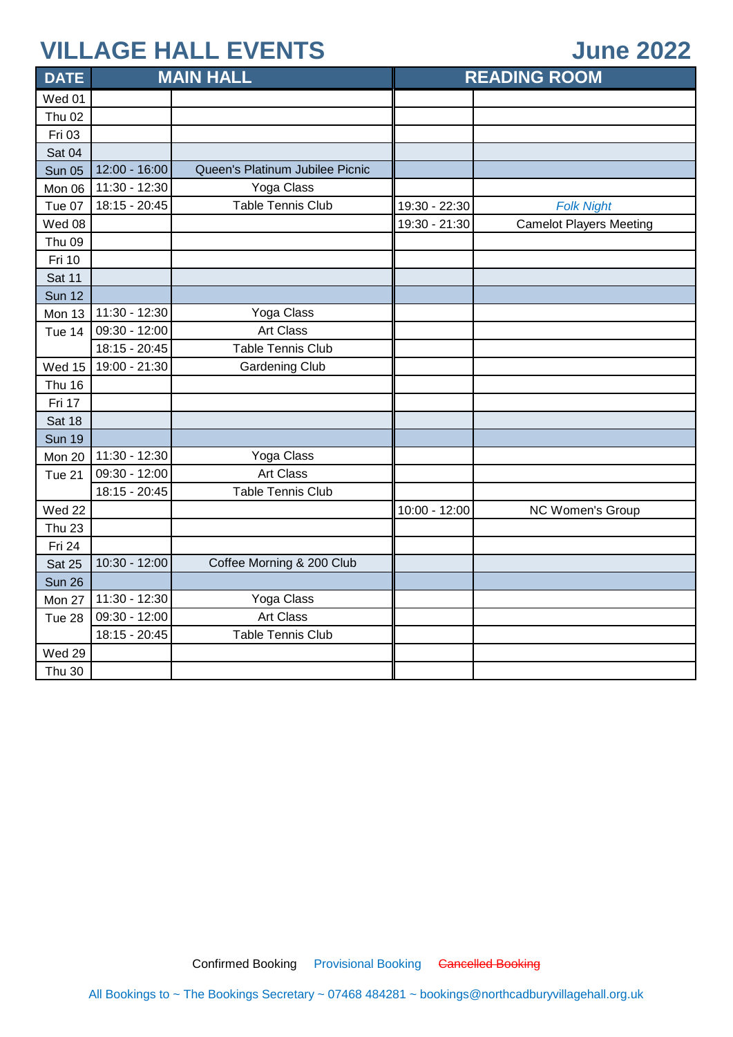# VILLAGE HALL EVENTS

## June 2022

| DATE | MAIN HALL | | READING ROOM | |
|---|---|---|---|---|
| Wed 01 | | | | |
| Thu 02 | | | | |
| Fri 03 | | | | |
| Sat 04 | | | | |
| Sun 05 | 12:00 - 16:00 | Queen's Platinum Jubilee Picnic | | |
| Mon 06 | 11:30 - 12:30 | Yoga Class | | |
| Tue 07 | 18:15 - 20:45 | Table Tennis Club | 19:30 - 22:30 | *Folk Night* |
| Wed 08 | | | 19:30 - 21:30 | Camelot Players Meeting |
| Thu 09 | | | | |
| Fri 10 | | | | |
| Sat 11 | | | | |
| Sun 12 | | | | |
| Mon 13 | 11:30 - 12:30 | Yoga Class | | |
| Tue 14 | 09:30 - 12:00 | Art Class | | |
| | 18:15 - 20:45 | Table Tennis Club | | |
| Wed 15 | 19:00 - 21:30 | Gardening Club | | |
| Thu 16 | | | | |
| Fri 17 | | | | |
| Sat 18 | | | | |
| Sun 19 | | | | |
| Mon 20 | 11:30 - 12:30 | Yoga Class | | |
| Tue 21 | 09:30 - 12:00 | Art Class | | |
| | 18:15 - 20:45 | Table Tennis Club | | |
| Wed 22 | | | 10:00 - 12:00 | NC Women's Group |
| Thu 23 | | | | |
| Fri 24 | | | | |
| Sat 25 | 10:30 - 12:00 | Coffee Morning & 200 Club | | |
| Sun 26 | | | | |
| Mon 27 | 11:30 - 12:30 | Yoga Class | | |
| Tue 28 | 09:30 - 12:00 | Art Class | | |
| | 18:15 - 20:45 | Table Tennis Club | | |
| Wed 29 | | | | |
| Thu 30 | | | | |

Confirmed Booking   Provisional Booking   ~~Cancelled Booking~~

All Bookings to ~ The Bookings Secretary ~ 07468 484281 ~ bookings@northcadburyvillagehall.org.uk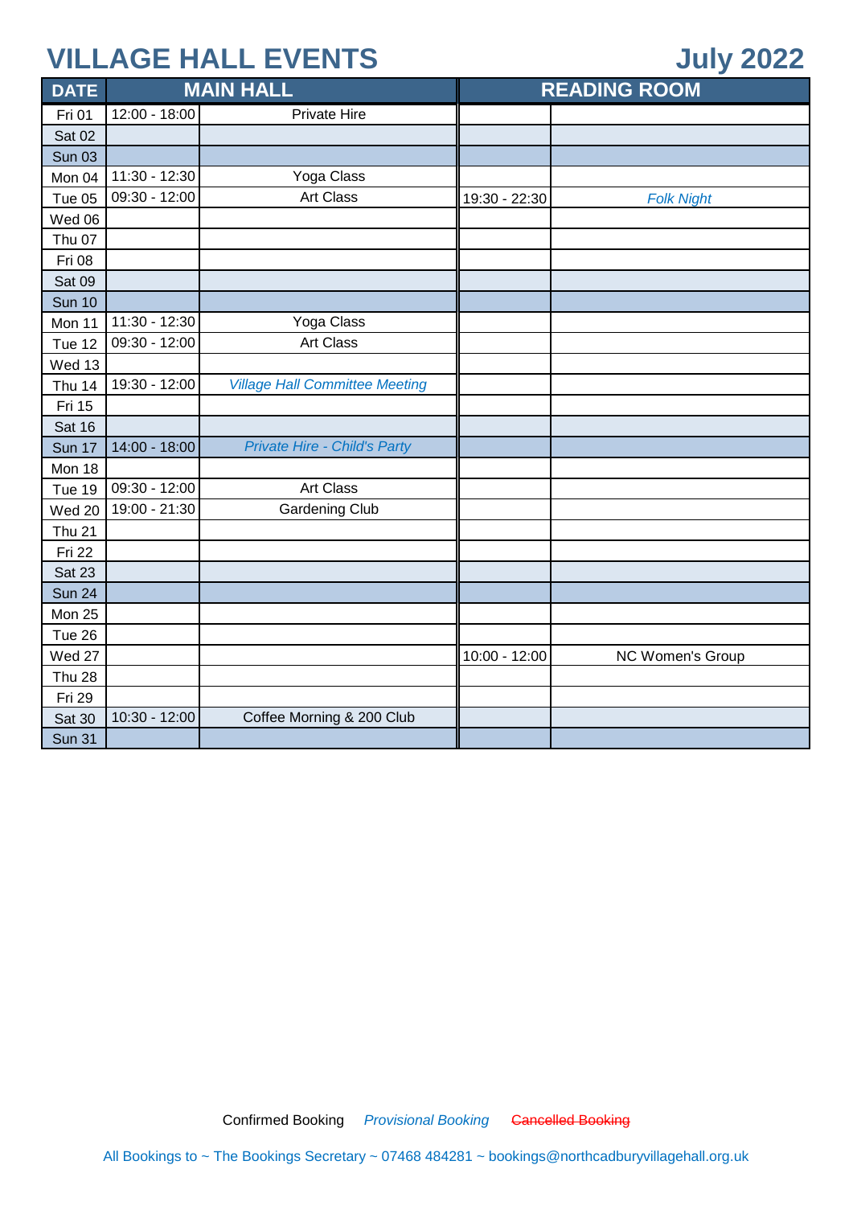# VILLAGE HALL EVENTS

## July 2022

| DATE | MAIN HALL | | READING ROOM | |
|---|---|---|---|---|
| Fri 01 | 12:00 - 18:00 | Private Hire | | |
| Sat 02 | | | | |
| Sun 03 | | | | |
| Mon 04 | 11:30 - 12:30 | Yoga Class | | |
| Tue 05 | 09:30 - 12:00 | Art Class | 19:30 - 22:30 | *Folk Night* |
| Wed 06 | | | | |
| Thu 07 | | | | |
| Fri 08 | | | | |
| Sat 09 | | | | |
| Sun 10 | | | | |
| Mon 11 | 11:30 - 12:30 | Yoga Class | | |
| Tue 12 | 09:30 - 12:00 | Art Class | | |
| Wed 13 | | | | |
| Thu 14 | 19:30 - 12:00 | *Village Hall Committee Meeting* | | |
| Fri 15 | | | | |
| Sat 16 | | | | |
| Sun 17 | 14:00 - 18:00 | *Private Hire - Child's Party* | | |
| Mon 18 | | | | |
| Tue 19 | 09:30 - 12:00 | Art Class | | |
| Wed 20 | 19:00 - 21:30 | Gardening Club | | |
| Thu 21 | | | | |
| Fri 22 | | | | |
| Sat 23 | | | | |
| Sun 24 | | | | |
| Mon 25 | | | | |
| Tue 26 | | | | |
| Wed 27 | | | 10:00 - 12:00 | NC Women's Group |
| Thu 28 | | | | |
| Fri 29 | | | | |
| Sat 30 | 10:30 - 12:00 | Coffee Morning & 200 Club | | |
| Sun 31 | | | | |

Confirmed Booking *Provisional Booking* ~~Cancelled Booking~~

All Bookings to ~ The Bookings Secretary ~ 07468 484281 ~ bookings@northcadburyvillagehall.org.uk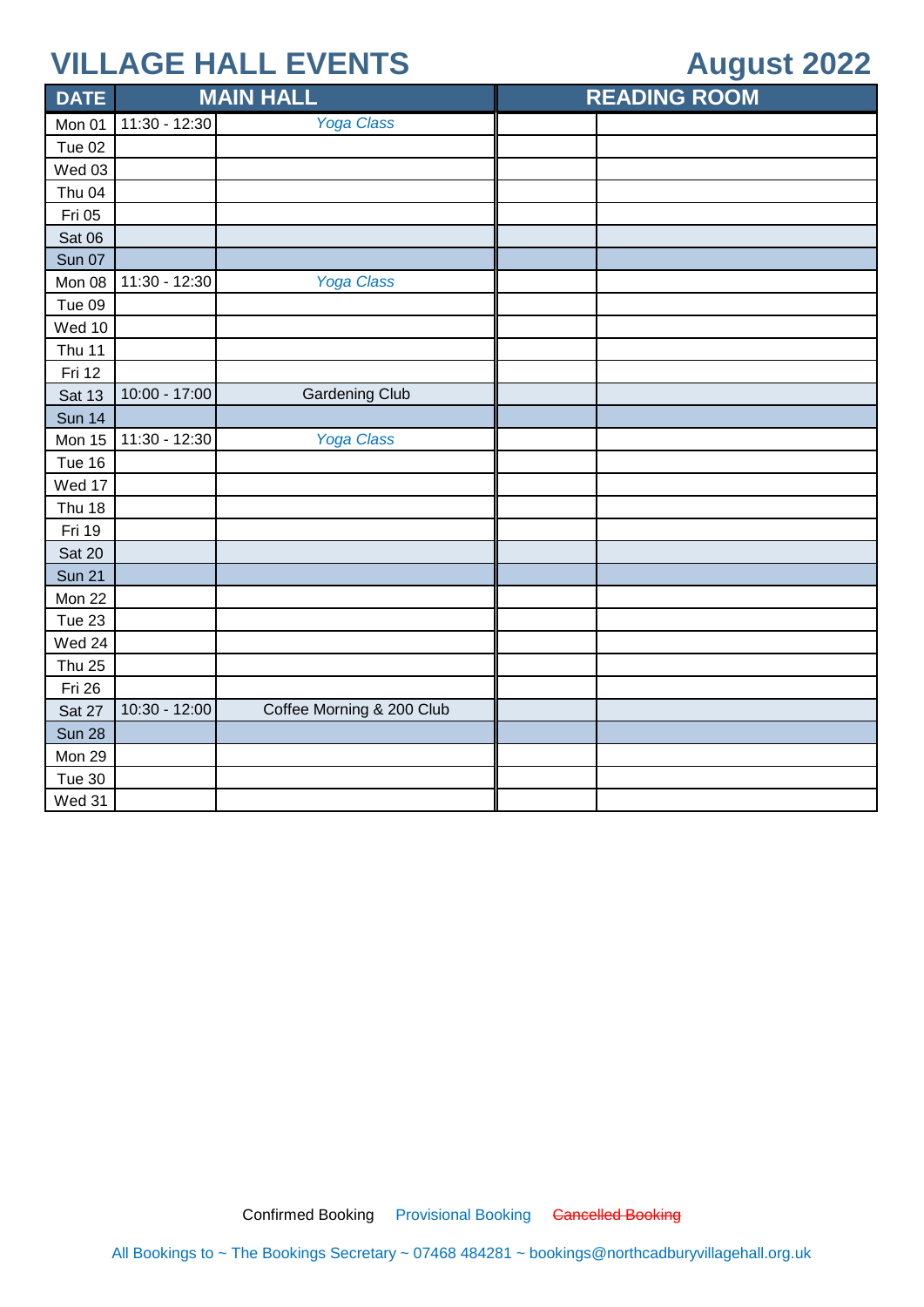# VILLAGE HALL EVENTS

# August 2022

| DATE | MAIN HALL | | READING ROOM | |
|---|---|---|---|---|
| Mon 01 | 11:30 - 12:30 | *Yoga Class* | | |
| Tue 02 | | | | |
| Wed 03 | | | | |
| Thu 04 | | | | |
| Fri 05 | | | | |
| Sat 06 | | | | |
| Sun 07 | | | | |
| Mon 08 | 11:30 - 12:30 | *Yoga Class* | | |
| Tue 09 | | | | |
| Wed 10 | | | | |
| Thu 11 | | | | |
| Fri 12 | | | | |
| Sat 13 | 10:00 - 17:00 | Gardening Club | | |
| Sun 14 | | | | |
| Mon 15 | 11:30 - 12:30 | *Yoga Class* | | |
| Tue 16 | | | | |
| Wed 17 | | | | |
| Thu 18 | | | | |
| Fri 19 | | | | |
| Sat 20 | | | | |
| Sun 21 | | | | |
| Mon 22 | | | | |
| Tue 23 | | | | |
| Wed 24 | | | | |
| Thu 25 | | | | |
| Fri 26 | | | | |
| Sat 27 | 10:30 - 12:00 | Coffee Morning & 200 Club | | |
| Sun 28 | | | | |
| Mon 29 | | | | |
| Tue 30 | | | | |
| Wed 31 | | | | |

Confirmed Booking Provisional Booking ~~Cancelled Booking~~

All Bookings to ~ The Bookings Secretary ~ 07468 484281 ~ bookings@northcadburyvillagehall.org.uk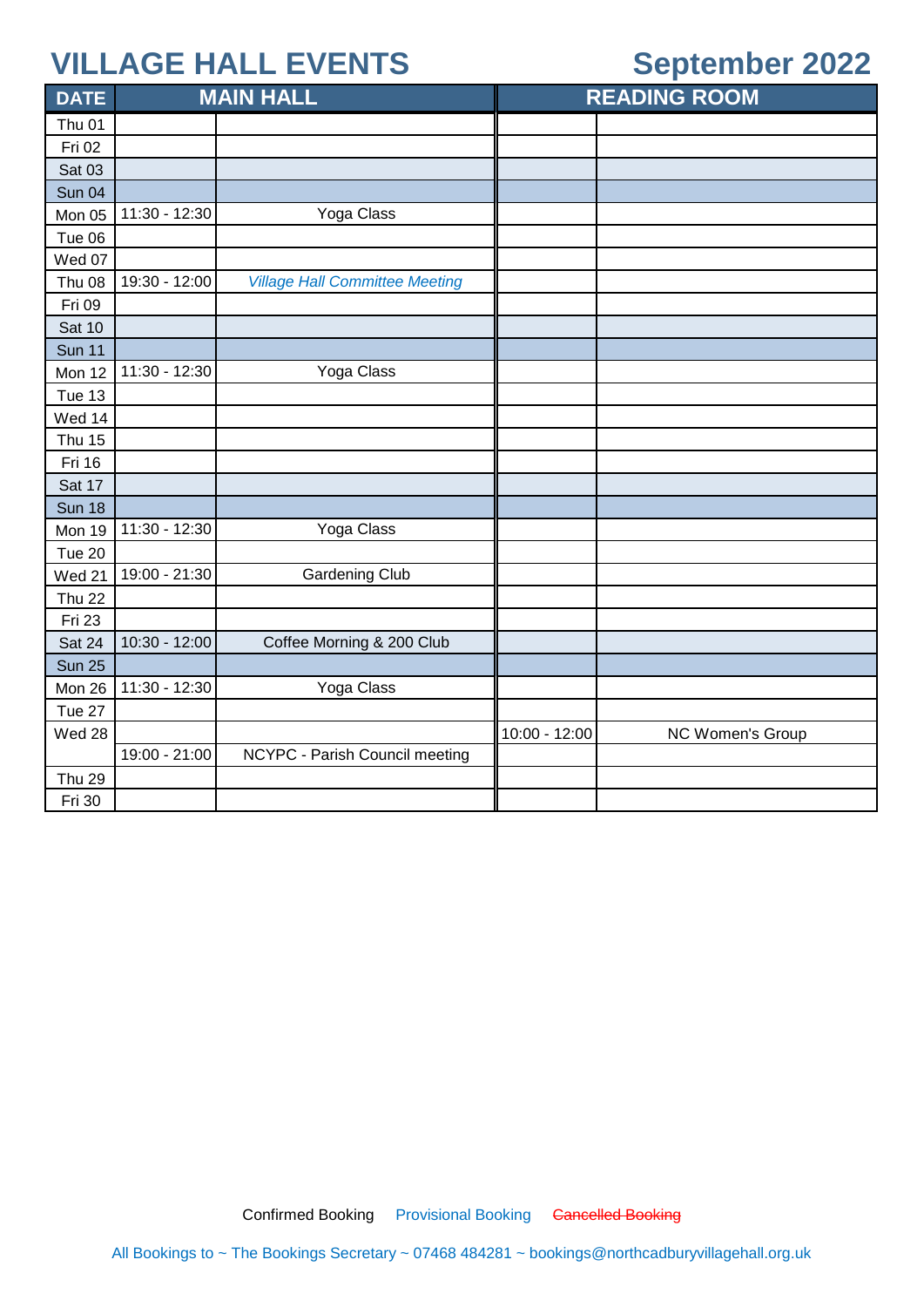# VILLAGE HALL EVENTS

## September 2022

| DATE | MAIN HALL | | READING ROOM | |
|---|---|---|---|---|
| Thu 01 | | | | |
| Fri 02 | | | | |
| Sat 03 | | | | |
| Sun 04 | | | | |
| Mon 05 | 11:30 - 12:30 | Yoga Class | | |
| Tue 06 | | | | |
| Wed 07 | | | | |
| Thu 08 | 19:30 - 12:00 | *Village Hall Committee Meeting* | | |
| Fri 09 | | | | |
| Sat 10 | | | | |
| Sun 11 | | | | |
| Mon 12 | 11:30 - 12:30 | Yoga Class | | |
| Tue 13 | | | | |
| Wed 14 | | | | |
| Thu 15 | | | | |
| Fri 16 | | | | |
| Sat 17 | | | | |
| Sun 18 | | | | |
| Mon 19 | 11:30 - 12:30 | Yoga Class | | |
| Tue 20 | | | | |
| Wed 21 | 19:00 - 21:30 | Gardening Club | | |
| Thu 22 | | | | |
| Fri 23 | | | | |
| Sat 24 | 10:30 - 12:00 | Coffee Morning & 200 Club | | |
| Sun 25 | | | | |
| Mon 26 | 11:30 - 12:30 | Yoga Class | | |
| Tue 27 | | | | |
| Wed 28 | | | 10:00 - 12:00 | NC Women's Group |
| | 19:00 - 21:00 | NCYPC - Parish Council meeting | | |
| Thu 29 | | | | |
| Fri 30 | | | | |

Confirmed Booking  *Provisional Booking*  ~~Cancelled Booking~~

All Bookings to ~ The Bookings Secretary ~ 07468 484281 ~ bookings@northcadburyvillagehall.org.uk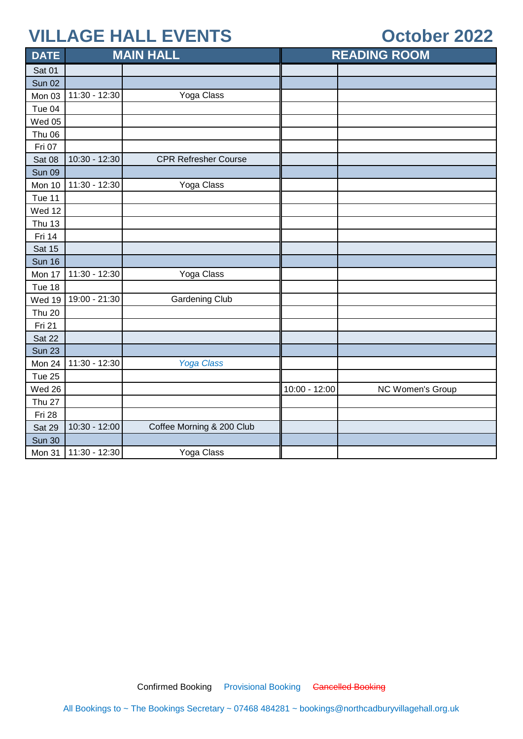# VILLAGE HALL EVENTS

# October 2022

| DATE | MAIN HALL | | READING ROOM | |
|---|---|---|---|---|
| Sat 01 | | | | |
| Sun 02 | | | | |
| Mon 03 | 11:30 - 12:30 | Yoga Class | | |
| Tue 04 | | | | |
| Wed 05 | | | | |
| Thu 06 | | | | |
| Fri 07 | | | | |
| Sat 08 | 10:30 - 12:30 | CPR Refresher Course | | |
| Sun 09 | | | | |
| Mon 10 | 11:30 - 12:30 | Yoga Class | | |
| Tue 11 | | | | |
| Wed 12 | | | | |
| Thu 13 | | | | |
| Fri 14 | | | | |
| Sat 15 | | | | |
| Sun 16 | | | | |
| Mon 17 | 11:30 - 12:30 | Yoga Class | | |
| Tue 18 | | | | |
| Wed 19 | 19:00 - 21:30 | Gardening Club | | |
| Thu 20 | | | | |
| Fri 21 | | | | |
| Sat 22 | | | | |
| Sun 23 | | | | |
| Mon 24 | 11:30 - 12:30 | *Yoga Class* | | |
| Tue 25 | | | | |
| Wed 26 | | | 10:00 - 12:00 | NC Women's Group |
| Thu 27 | | | | |
| Fri 28 | | | | |
| Sat 29 | 10:30 - 12:00 | Coffee Morning & 200 Club | | |
| Sun 30 | | | | |
| Mon 31 | 11:30 - 12:30 | Yoga Class | | |

Confirmed Booking    *Provisional Booking*    ~~Cancelled Booking~~

All Bookings to ~ The Bookings Secretary ~ 07468 484281 ~ bookings@northcadburyvillagehall.org.uk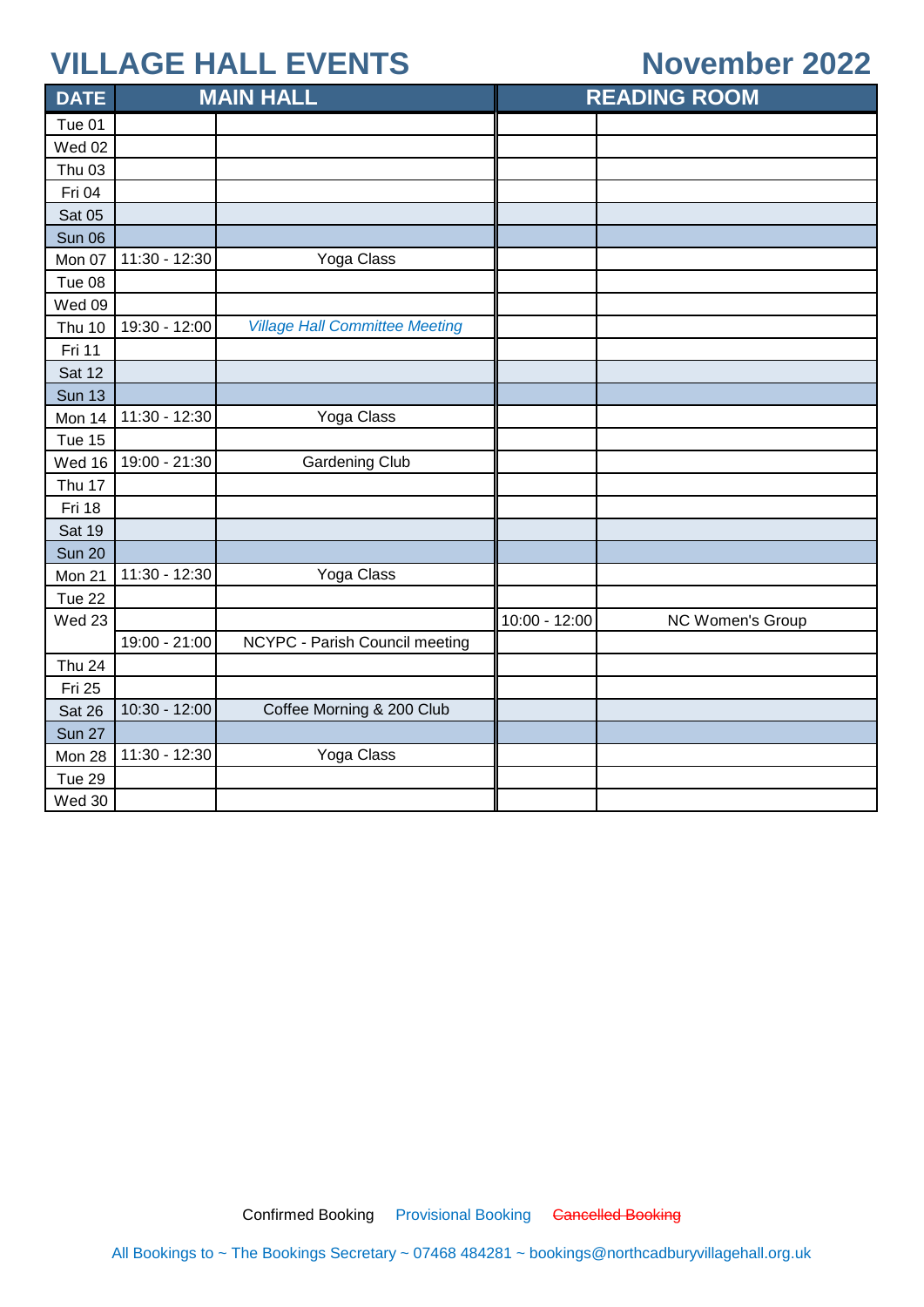# VILLAGE HALL EVENTS

## November 2022

| DATE | MAIN HALL | | READING ROOM | |
|---|---|---|---|---|
| Tue 01 | | | | |
| Wed 02 | | | | |
| Thu 03 | | | | |
| Fri 04 | | | | |
| Sat 05 | | | | |
| Sun 06 | | | | |
| Mon 07 | 11:30 - 12:30 | Yoga Class | | |
| Tue 08 | | | | |
| Wed 09 | | | | |
| Thu 10 | 19:30 - 12:00 | *Village Hall Committee Meeting* | | |
| Fri 11 | | | | |
| Sat 12 | | | | |
| Sun 13 | | | | |
| Mon 14 | 11:30 - 12:30 | Yoga Class | | |
| Tue 15 | | | | |
| Wed 16 | 19:00 - 21:30 | Gardening Club | | |
| Thu 17 | | | | |
| Fri 18 | | | | |
| Sat 19 | | | | |
| Sun 20 | | | | |
| Mon 21 | 11:30 - 12:30 | Yoga Class | | |
| Tue 22 | | | | |
| Wed 23 | | | 10:00 - 12:00 | NC Women's Group |
| | 19:00 - 21:00 | NCYPC - Parish Council meeting | | |
| Thu 24 | | | | |
| Fri 25 | | | | |
| Sat 26 | 10:30 - 12:00 | Coffee Morning & 200 Club | | |
| Sun 27 | | | | |
| Mon 28 | 11:30 - 12:30 | Yoga Class | | |
| Tue 29 | | | | |
| Wed 30 | | | | |

Confirmed Booking     *Provisional Booking*     ~~Cancelled Booking~~

All Bookings to ~ The Bookings Secretary ~ 07468 484281 ~ bookings@northcadburyvillagehall.org.uk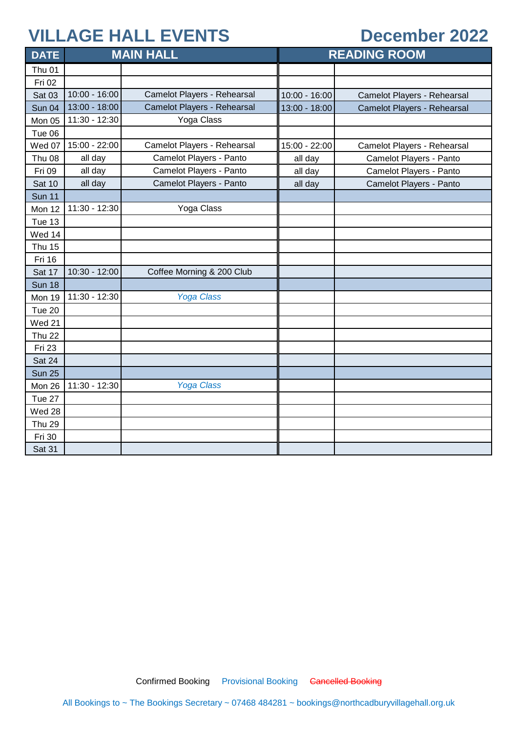# VILLAGE HALL EVENTS

## December 2022

| DATE | MAIN HALL | | READING ROOM | |
|---|---|---|---|---|
| Thu 01 | | | | |
| Fri 02 | | | | |
| Sat 03 | 10:00 - 16:00 | Camelot Players - Rehearsal | 10:00 - 16:00 | Camelot Players - Rehearsal |
| Sun 04 | 13:00 - 18:00 | Camelot Players - Rehearsal | 13:00 - 18:00 | Camelot Players - Rehearsal |
| Mon 05 | 11:30 - 12:30 | Yoga Class | | |
| Tue 06 | | | | |
| Wed 07 | 15:00 - 22:00 | Camelot Players - Rehearsal | 15:00 - 22:00 | Camelot Players - Rehearsal |
| Thu 08 | all day | Camelot Players - Panto | all day | Camelot Players - Panto |
| Fri 09 | all day | Camelot Players - Panto | all day | Camelot Players - Panto |
| Sat 10 | all day | Camelot Players - Panto | all day | Camelot Players - Panto |
| Sun 11 | | | | |
| Mon 12 | 11:30 - 12:30 | Yoga Class | | |
| Tue 13 | | | | |
| Wed 14 | | | | |
| Thu 15 | | | | |
| Fri 16 | | | | |
| Sat 17 | 10:30 - 12:00 | Coffee Morning & 200 Club | | |
| Sun 18 | | | | |
| Mon 19 | 11:30 - 12:30 | *Yoga Class* | | |
| Tue 20 | | | | |
| Wed 21 | | | | |
| Thu 22 | | | | |
| Fri 23 | | | | |
| Sat 24 | | | | |
| Sun 25 | | | | |
| Mon 26 | 11:30 - 12:30 | *Yoga Class* | | |
| Tue 27 | | | | |
| Wed 28 | | | | |
| Thu 29 | | | | |
| Fri 30 | | | | |
| Sat 31 | | | | |

Confirmed Booking    Provisional Booking    ~~Cancelled Booking~~

All Bookings to ~ The Bookings Secretary ~ 07468 484281 ~ bookings@northcadburyvillagehall.org.uk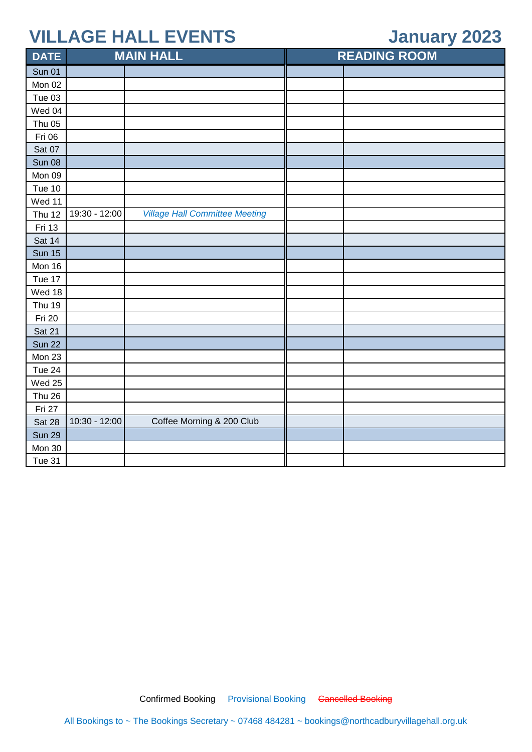# VILLAGE HALL EVENTS

## January 2023

| DATE | MAIN HALL | | READING ROOM | |
|---|---|---|---|---|
| Sun 01 | | | | |
| Mon 02 | | | | |
| Tue 03 | | | | |
| Wed 04 | | | | |
| Thu 05 | | | | |
| Fri 06 | | | | |
| Sat 07 | | | | |
| Sun 08 | | | | |
| Mon 09 | | | | |
| Tue 10 | | | | |
| Wed 11 | | | | |
| Thu 12 | 19:30 - 12:00 | *Village Hall Committee Meeting* | | |
| Fri 13 | | | | |
| Sat 14 | | | | |
| Sun 15 | | | | |
| Mon 16 | | | | |
| Tue 17 | | | | |
| Wed 18 | | | | |
| Thu 19 | | | | |
| Fri 20 | | | | |
| Sat 21 | | | | |
| Sun 22 | | | | |
| Mon 23 | | | | |
| Tue 24 | | | | |
| Wed 25 | | | | |
| Thu 26 | | | | |
| Fri 27 | | | | |
| Sat 28 | 10:30 - 12:00 | Coffee Morning & 200 Club | | |
| Sun 29 | | | | |
| Mon 30 | | | | |
| Tue 31 | | | | |

Confirmed Booking   Provisional Booking   ~~Cancelled Booking~~

All Bookings to ~ The Bookings Secretary ~ 07468 484281 ~ bookings@northcadburyvillagehall.org.uk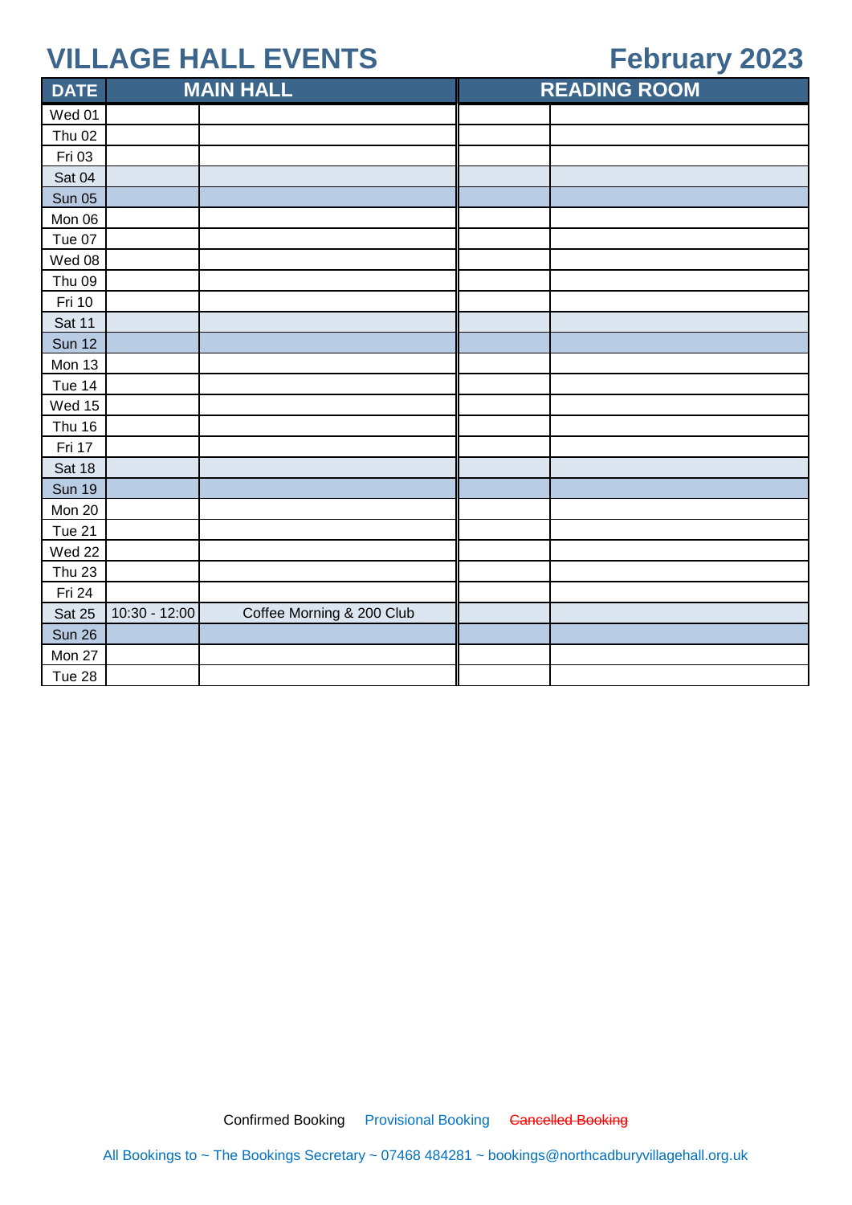# VILLAGE HALL EVENTS

## February 2023

| DATE | MAIN HALL | | READING ROOM | |
|---|---|---|---|---|
| Wed 01 | | | | |
| Thu 02 | | | | |
| Fri 03 | | | | |
| Sat 04 | | | | |
| Sun 05 | | | | |
| Mon 06 | | | | |
| Tue 07 | | | | |
| Wed 08 | | | | |
| Thu 09 | | | | |
| Fri 10 | | | | |
| Sat 11 | | | | |
| Sun 12 | | | | |
| Mon 13 | | | | |
| Tue 14 | | | | |
| Wed 15 | | | | |
| Thu 16 | | | | |
| Fri 17 | | | | |
| Sat 18 | | | | |
| Sun 19 | | | | |
| Mon 20 | | | | |
| Tue 21 | | | | |
| Wed 22 | | | | |
| Thu 23 | | | | |
| Fri 24 | | | | |
| Sat 25 | 10:30 - 12:00 | Coffee Morning & 200 Club | | |
| Sun 26 | | | | |
| Mon 27 | | | | |
| Tue 28 | | | | |

Confirmed Booking Provisional Booking ~~Cancelled Booking~~

All Bookings to ~ The Bookings Secretary ~ 07468 484281 ~ bookings@northcadburyvillagehall.org.uk